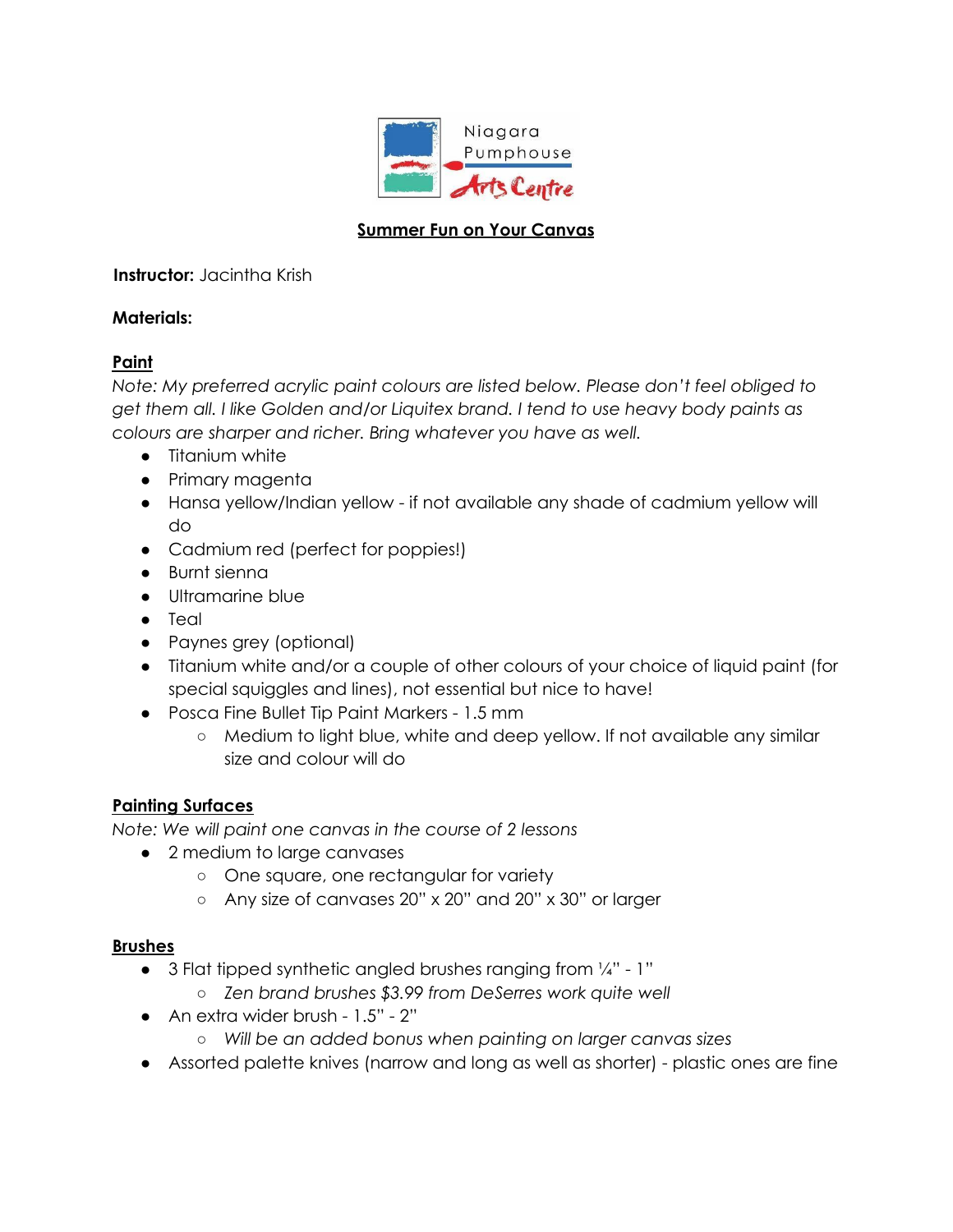Niagara Pumphouse Arts Centre

# Summer Fun on Your Canvas

**Instructor:** Jacintha Krish

**Materials:**

## Paint

*Note: My preferred acrylic paint colours are listed below. Please don't feel obliged to get them all. I like Golden and/or Liquitex brand. I tend to use heavy body paints as colours are sharper and richer. Bring whatever you have as well.*

- Titanium white
- Primary magenta
- Hansa yellow/Indian yellow - if not available any shade of cadmium yellow will do
- Cadmium red (perfect for poppies!)
- Burnt sienna
- Ultramarine blue
- Teal
- Paynes grey (optional)
- Titanium white and/or a couple of other colours of your choice of liquid paint (for special squiggles and lines), not essential but nice to have!
- Posca Fine Bullet Tip Paint Markers - 1.5 mm
  - Medium to light blue, white and deep yellow. If not available any similar size and colour will do

## Painting Surfaces

*Note: We will paint one canvas in the course of 2 lessons*

- 2 medium to large canvases
  - One square, one rectangular for variety
  - Any size of canvases 20" x 20" and 20" x 30" or larger

## Brushes

- 3 Flat tipped synthetic angled brushes ranging from ¼" - 1"
  - *Zen brand brushes $3.99 from DeSerres work quite well*
- An extra wider brush - 1.5" - 2"
  - *Will be an added bonus when painting on larger canvas sizes*
- Assorted palette knives (narrow and long as well as shorter) - plastic ones are fine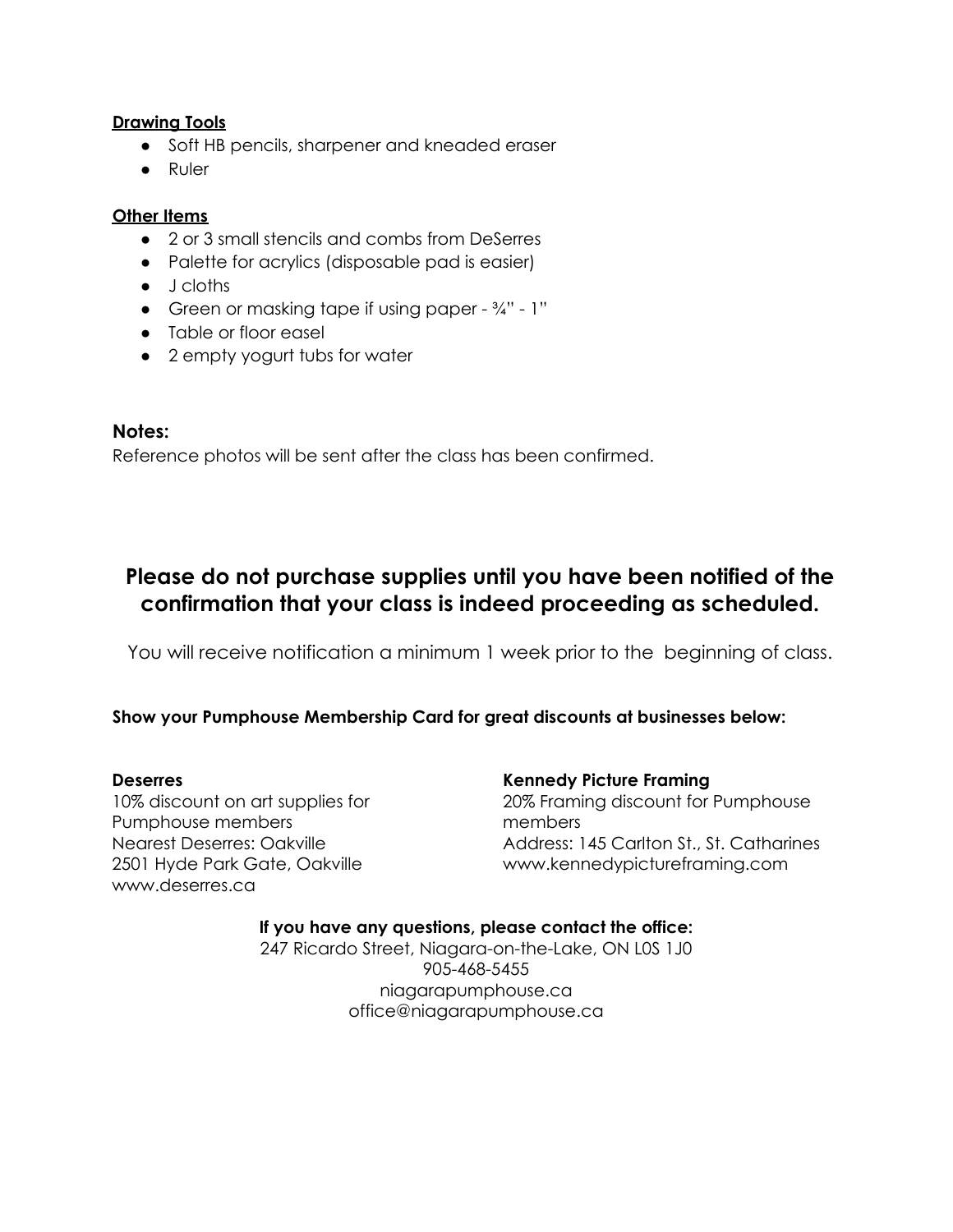**Drawing Tools**

- Soft HB pencils, sharpener and kneaded eraser
- Ruler

**Other Items**

- 2 or 3 small stencils and combs from DeSerres
- Palette for acrylics (disposable pad is easier)
- J cloths
- Green or masking tape if using paper - ¾" - 1"
- Table or floor easel
- 2 empty yogurt tubs for water

### Notes:

Reference photos will be sent after the class has been confirmed.

## Please do not purchase supplies until you have been notified of the confirmation that your class is indeed proceeding as scheduled.

You will receive notification a minimum 1 week prior to the beginning of class.

**Show your Pumphouse Membership Card for great discounts at businesses below:**

**Deserres**
10% discount on art supplies for Pumphouse members
Nearest Deserres: Oakville
2501 Hyde Park Gate, Oakville
www.deserres.ca

**Kennedy Picture Framing**
20% Framing discount for Pumphouse members
Address: 145 Carlton St., St. Catharines
www.kennedypictureframing.com

**If you have any questions, please contact the office:**
247 Ricardo Street, Niagara-on-the-Lake, ON L0S 1J0
905-468-5455
niagarapumphouse.ca
office@niagarapumphouse.ca